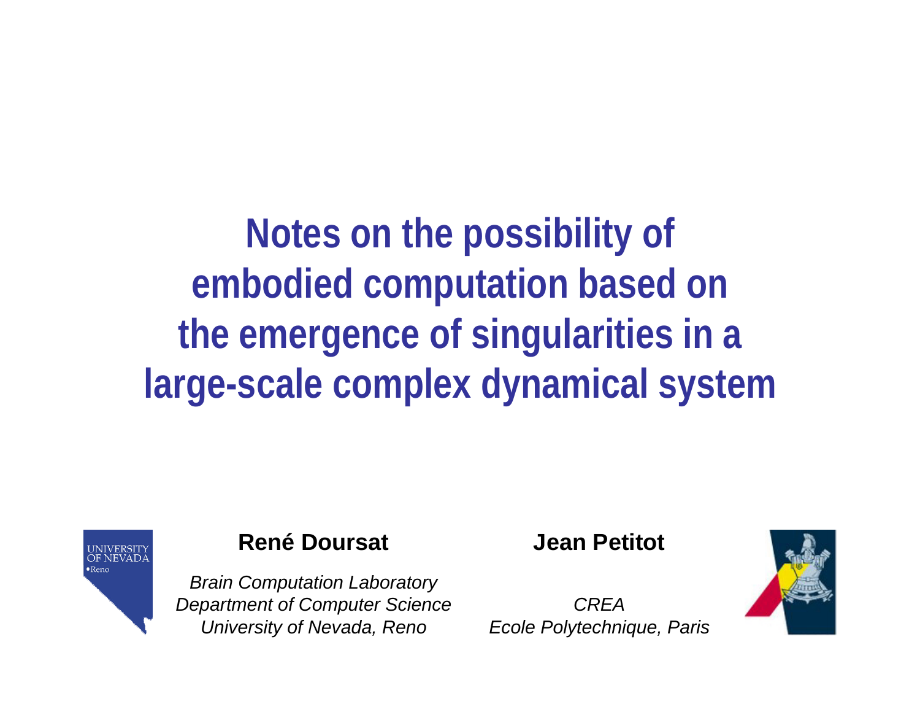# Notes on the possibility of embodied computation based on the emergence of singularities in a large-scale complex dynamical system

**René Doursat**

*Brain Computation Laboratory*
*Department of Computer Science*
*University of Nevada, Reno*

**Jean Petitot**

*CREA*
*Ecole Polytechnique, Paris*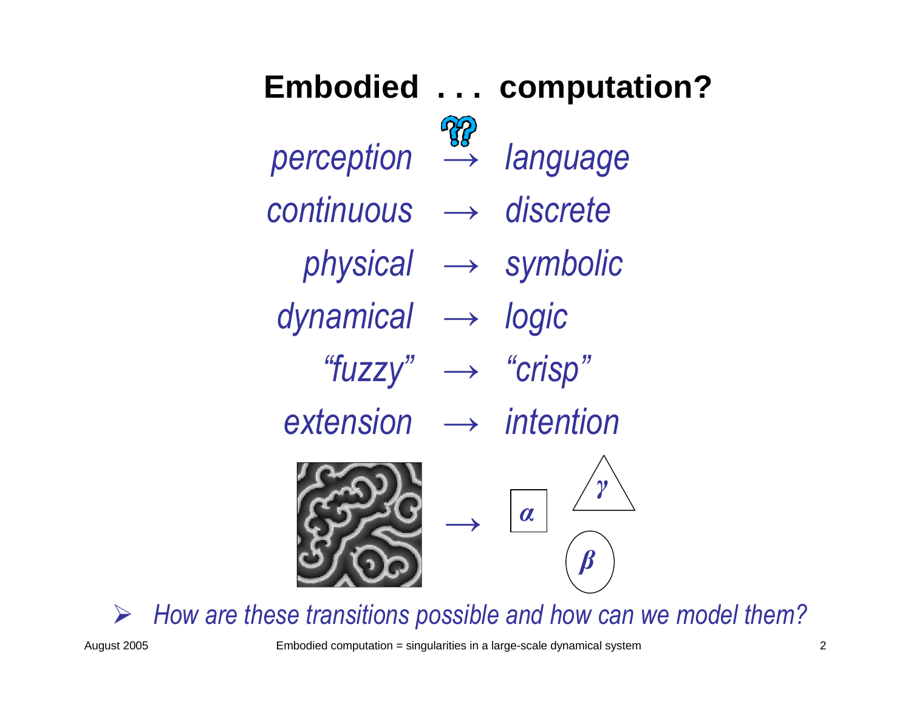# Embodied . . . computation?

*perception* → *language*

*continuous* → *discrete*

*physical* → *symbolic*

*dynamical* → *logic*

*"fuzzy"* → *"crisp"*

*extension* → *intention*

→ $\alpha$ $\gamma$ $\beta$

- *How are these transitions possible and how can we model them?*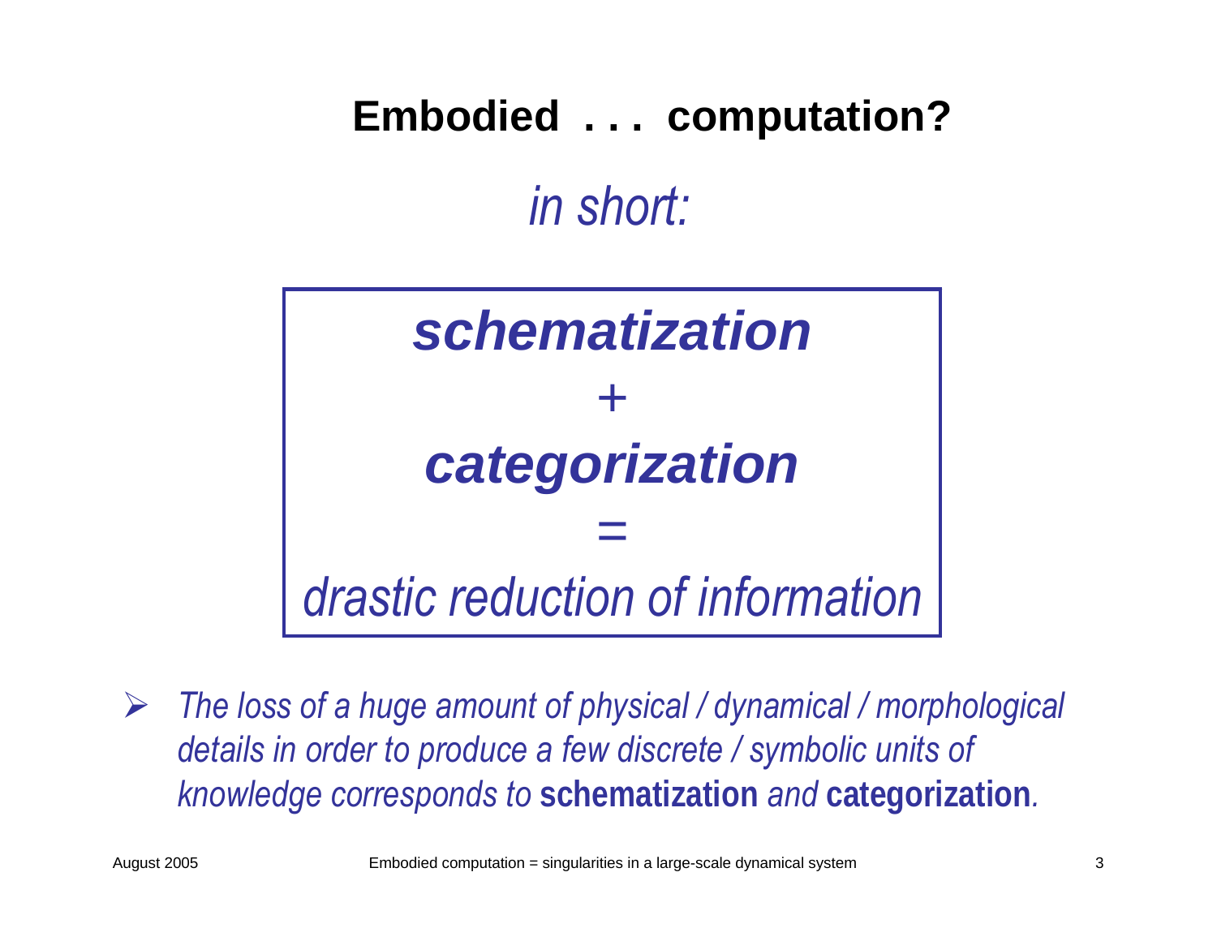# Embodied . . . computation?

*in short:*

***schematization***

+

***categorization***

=

*drastic reduction of information*

- *The loss of a huge amount of physical / dynamical / morphological details in order to produce a few discrete / symbolic units of knowledge corresponds to* **schematization** *and* **categorization***.*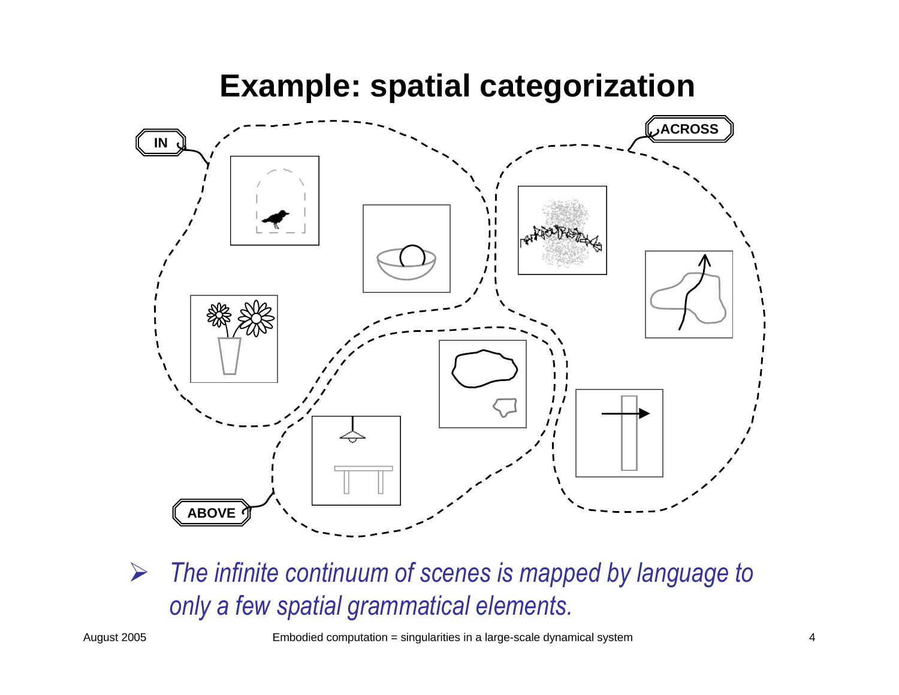# Example: spatial categorization

IN

ACROSS

ABOVE

- *The infinite continuum of scenes is mapped by language to only a few spatial grammatical elements.*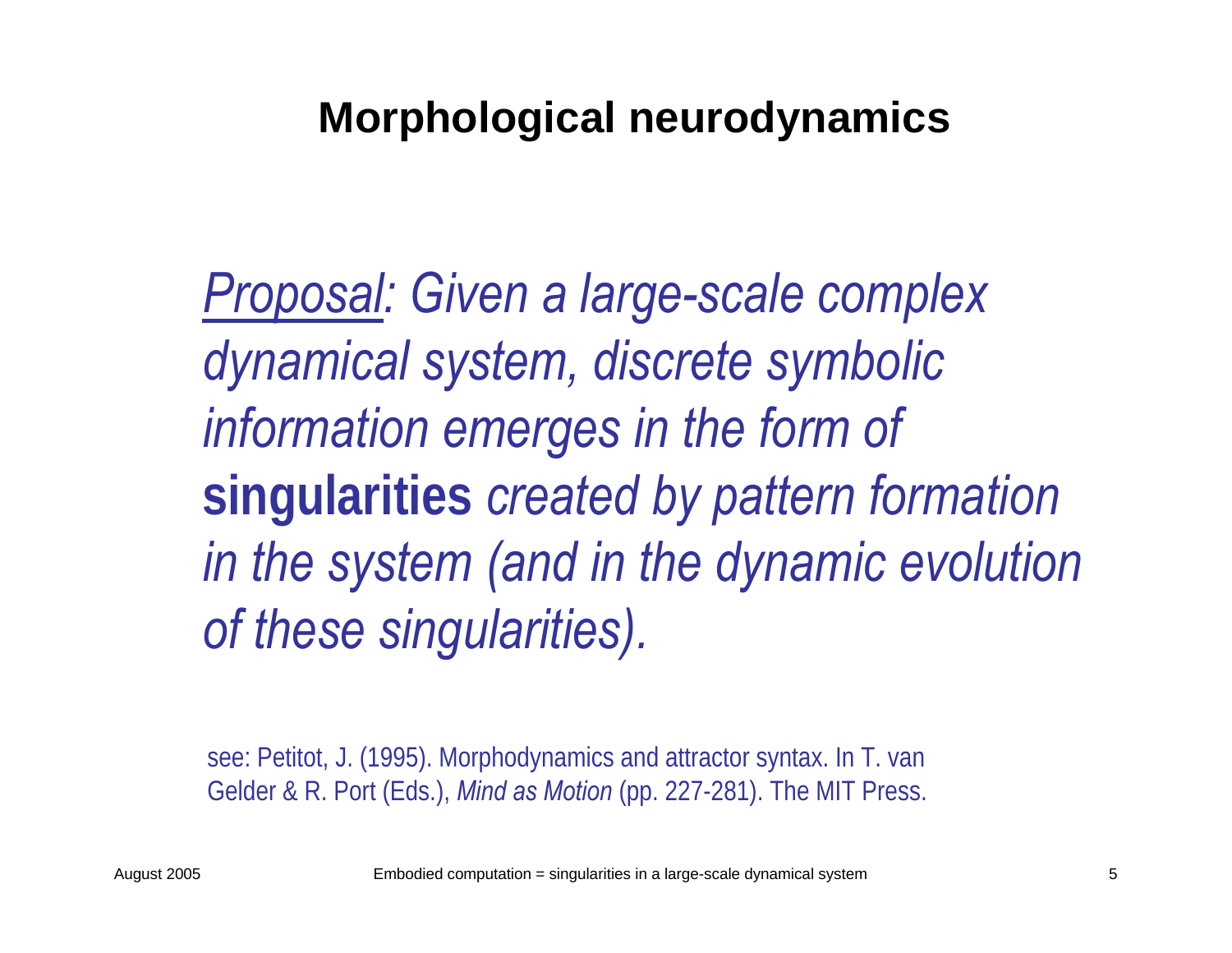# Morphological neurodynamics

*Proposal: Given a large-scale complex dynamical system, discrete symbolic information emerges in the form of* **singularities** *created by pattern formation in the system (and in the dynamic evolution of these singularities).*

see: Petitot, J. (1995). Morphodynamics and attractor syntax. In T. van Gelder & R. Port (Eds.), *Mind as Motion* (pp. 227-281). The MIT Press.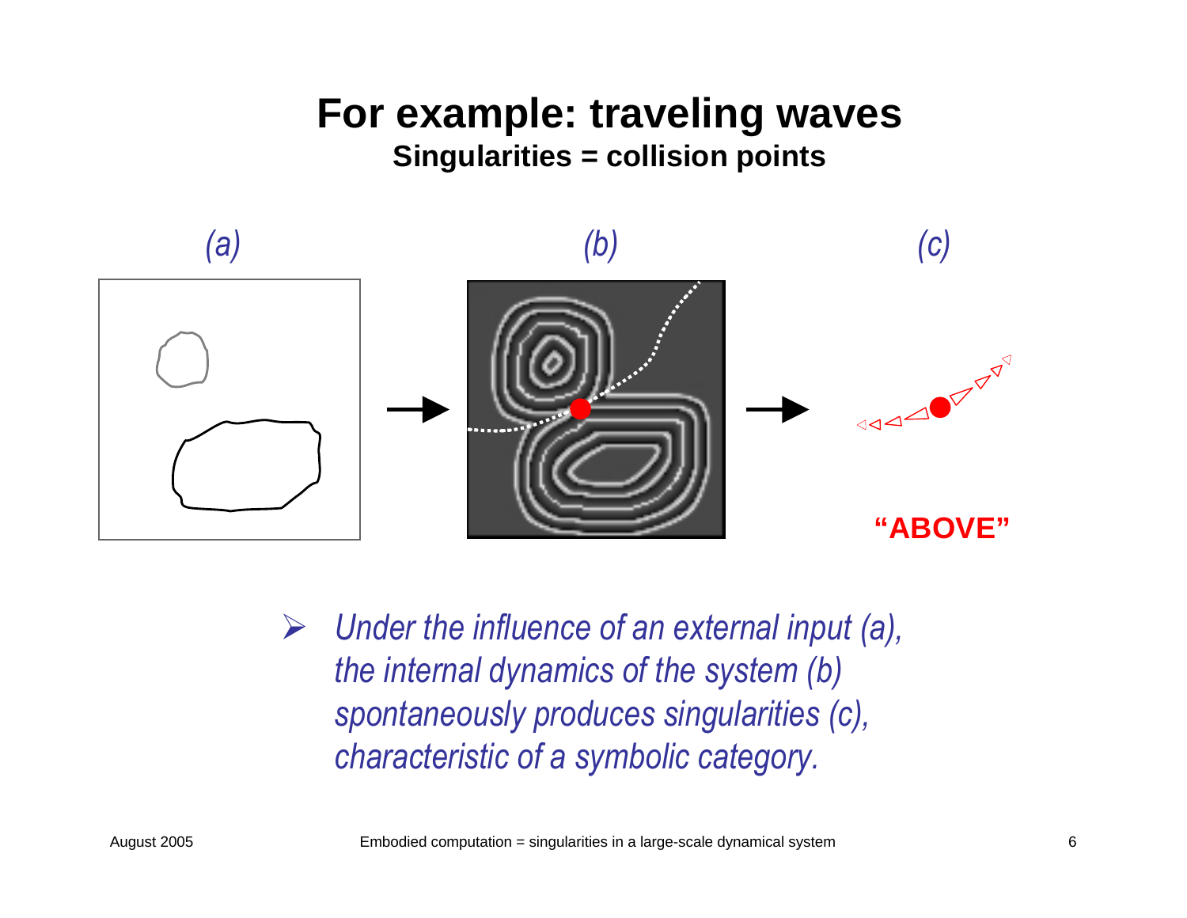# For example: traveling waves

## Singularities = collision points

*(a)* *(b)* *(c)*

**"ABOVE"**

- *Under the influence of an external input (a), the internal dynamics of the system (b) spontaneously produces singularities (c), characteristic of a symbolic category.*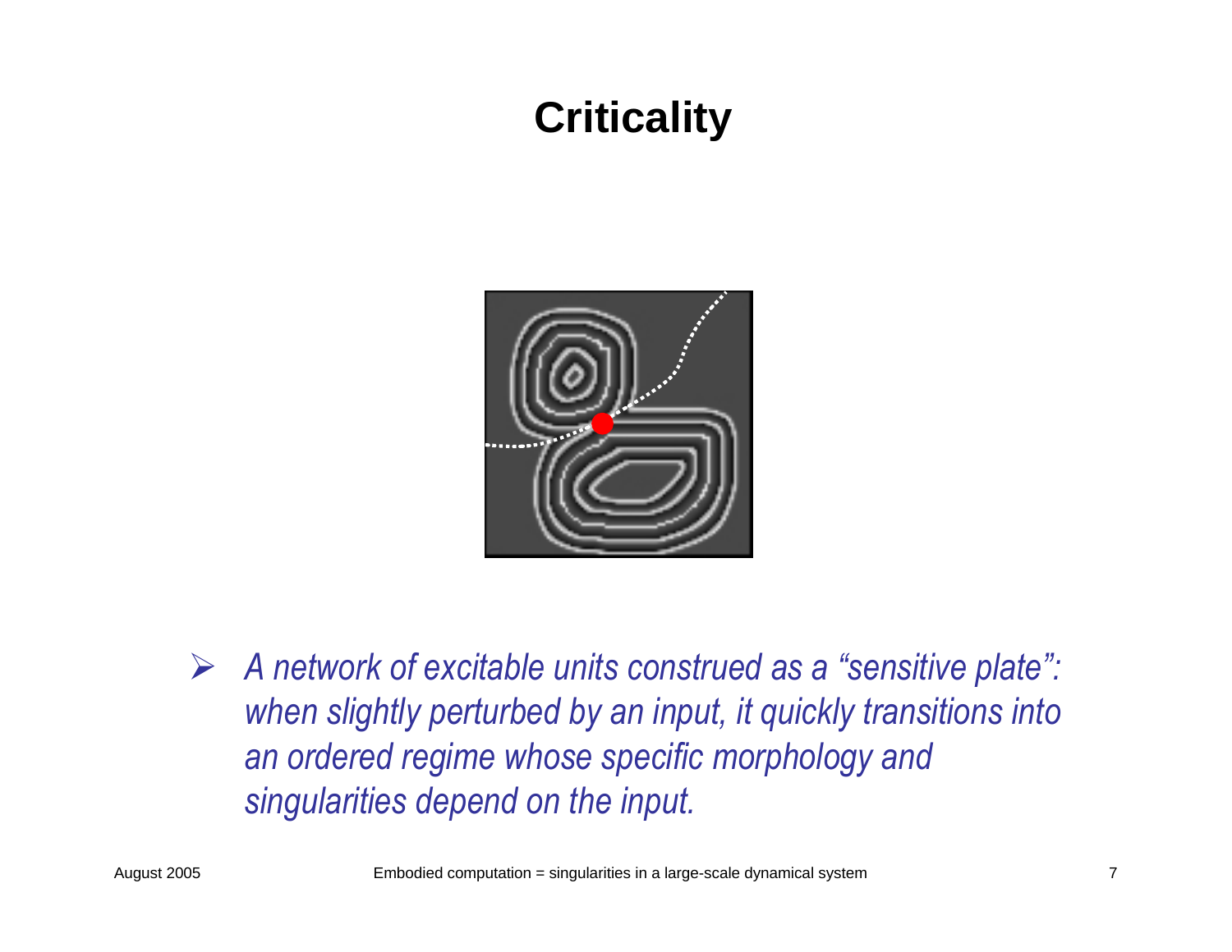# Criticality

- *A network of excitable units construed as a "sensitive plate": when slightly perturbed by an input, it quickly transitions into an ordered regime whose specific morphology and singularities depend on the input.*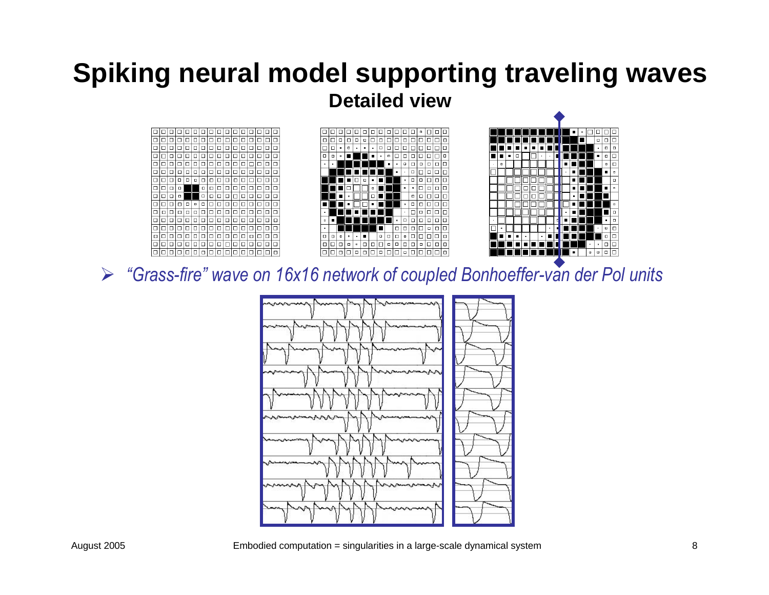# Spiking neural model supporting traveling waves

## Detailed view

- *"Grass-fire" wave on 16x16 network of coupled Bonhoeffer-van der Pol units*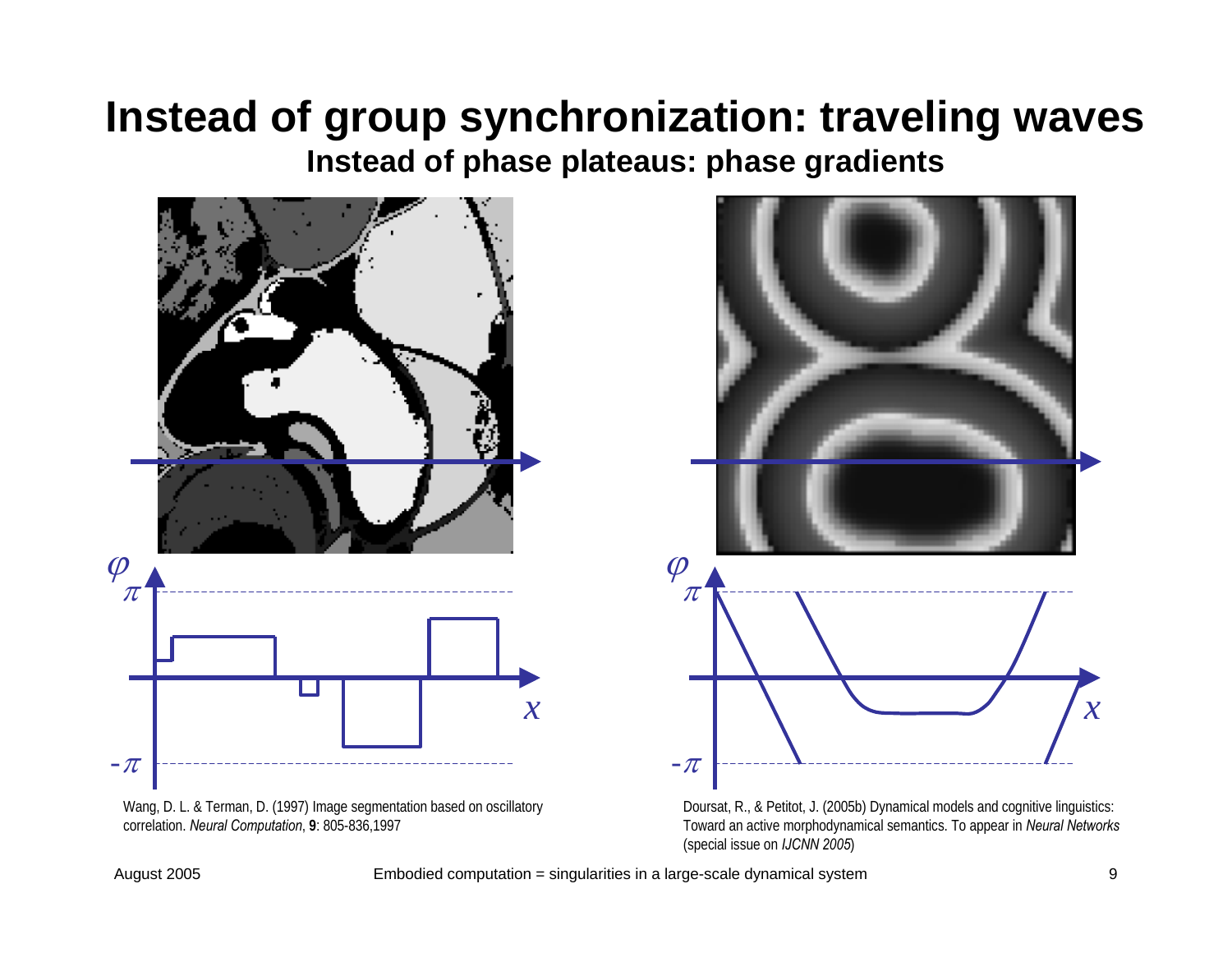# Instead of group synchronization: traveling waves

## Instead of phase plateaus: phase gradients

Wang, D. L. & Terman, D. (1997) Image segmentation based on oscillatory correlation. *Neural Computation*, **9**: 805-836,1997

Doursat, R., & Petitot, J. (2005b) Dynamical models and cognitive linguistics: Toward an active morphodynamical semantics. To appear in *Neural Networks* (special issue on *IJCNN 2005*)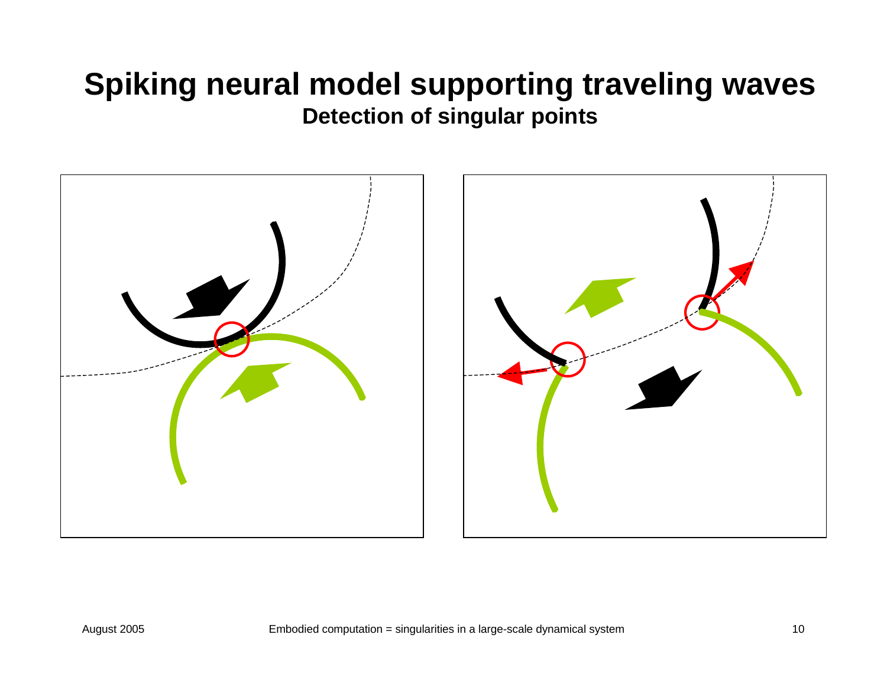# Spiking neural model supporting traveling waves

## Detection of singular points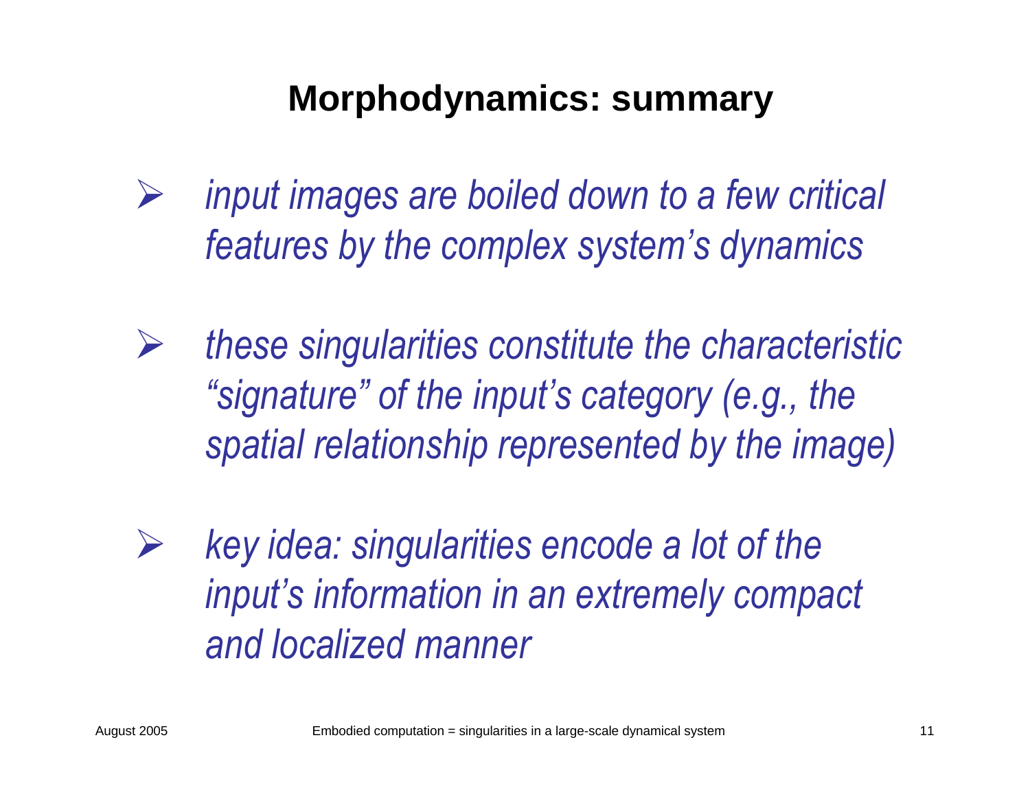# Morphodynamics: summary

- *input images are boiled down to a few critical features by the complex system's dynamics*
- *these singularities constitute the characteristic "signature" of the input's category (e.g., the spatial relationship represented by the image)*
- *key idea: singularities encode a lot of the input's information in an extremely compact and localized manner*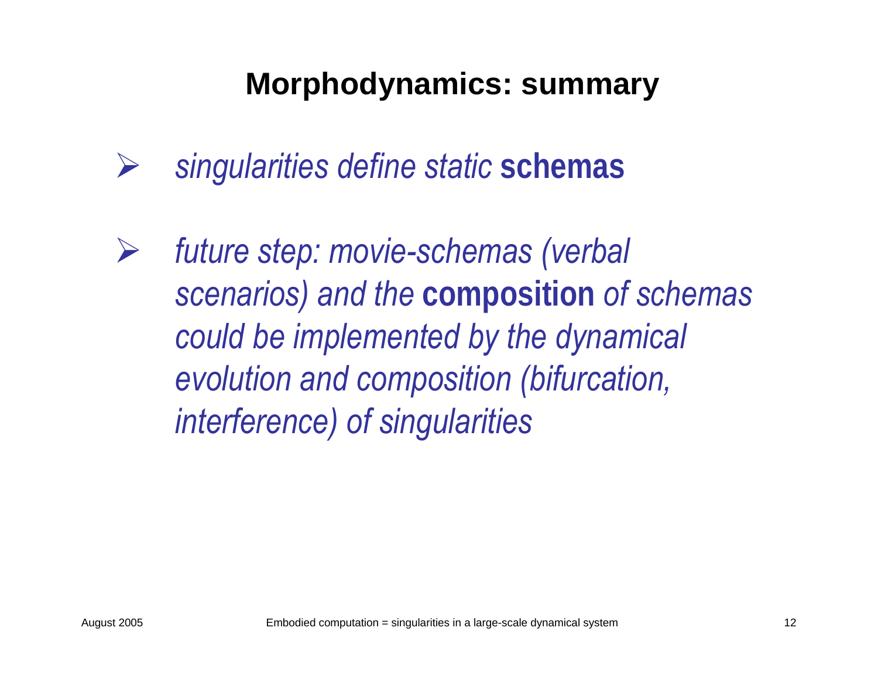# Morphodynamics: summary

- *singularities define static* **schemas**

- *future step: movie-schemas (verbal scenarios) and the* **composition** *of schemas could be implemented by the dynamical evolution and composition (bifurcation, interference) of singularities*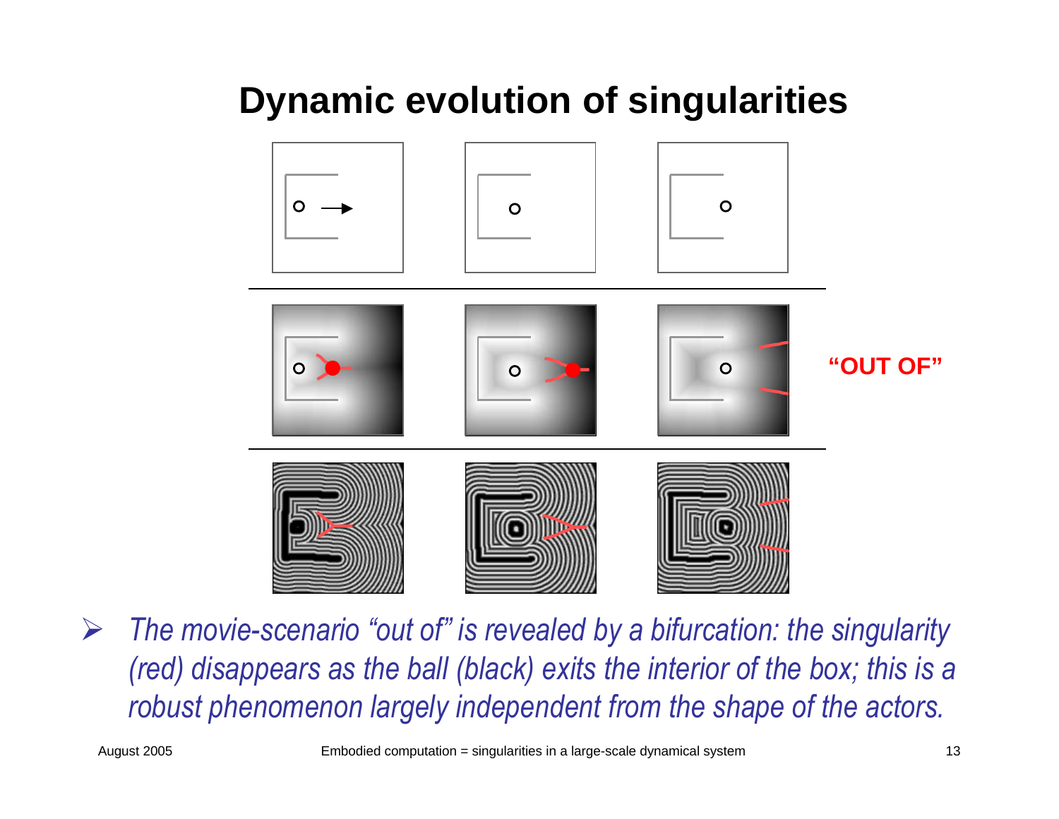# Dynamic evolution of singularities

"OUT OF"

- *The movie-scenario "out of" is revealed by a bifurcation: the singularity (red) disappears as the ball (black) exits the interior of the box; this is a robust phenomenon largely independent from the shape of the actors.*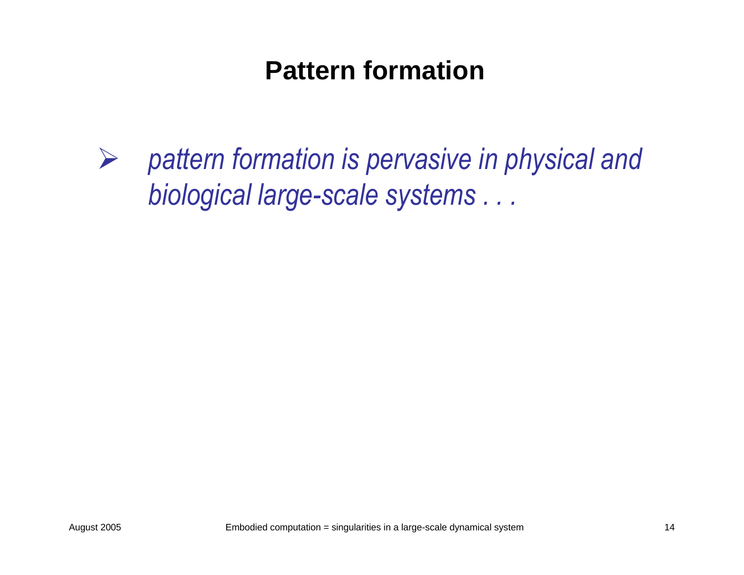# Pattern formation

- *pattern formation is pervasive in physical and biological large-scale systems . . .*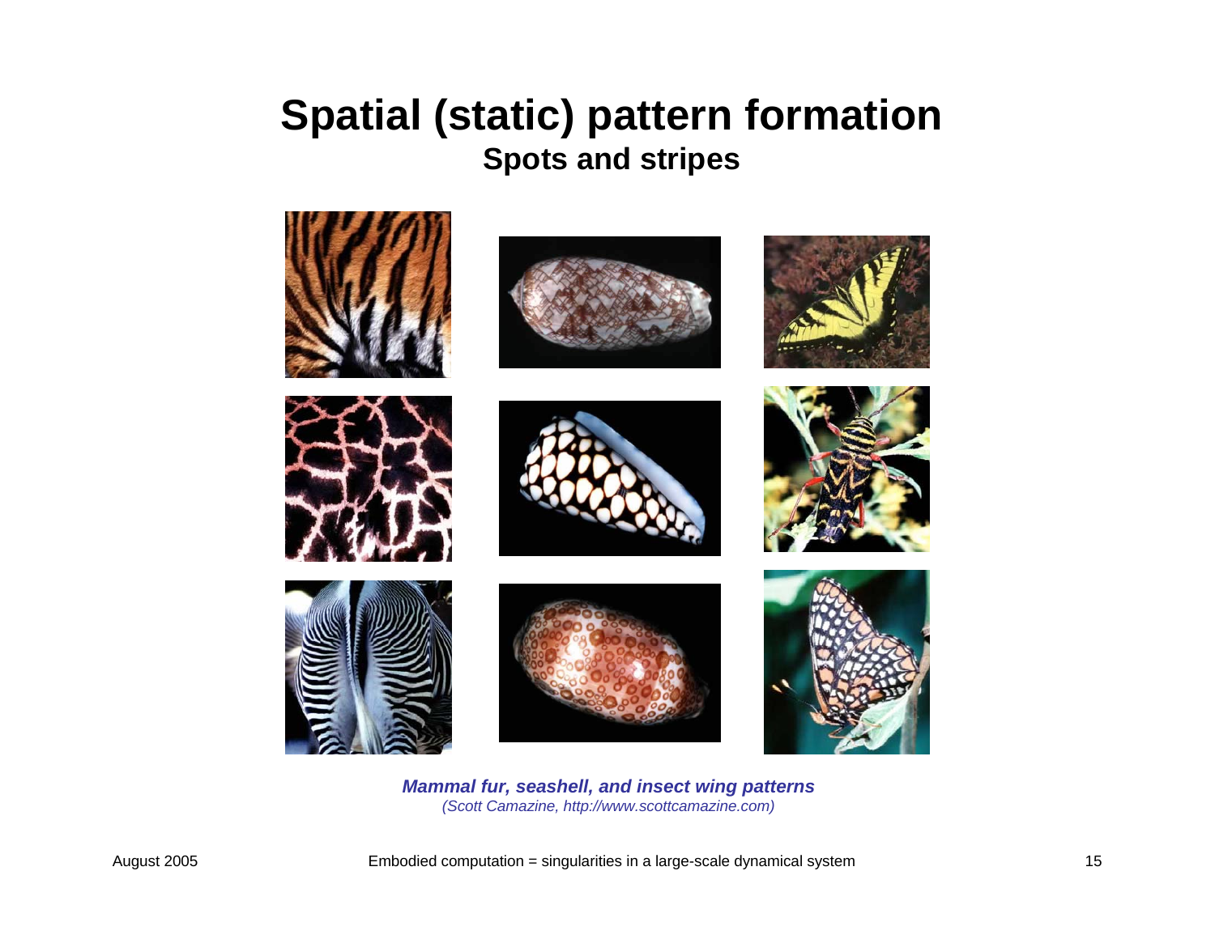# Spatial (static) pattern formation

## Spots and stripes

***Mammal fur, seashell, and insect wing patterns***

*(Scott Camazine, http://www.scottcamazine.com)*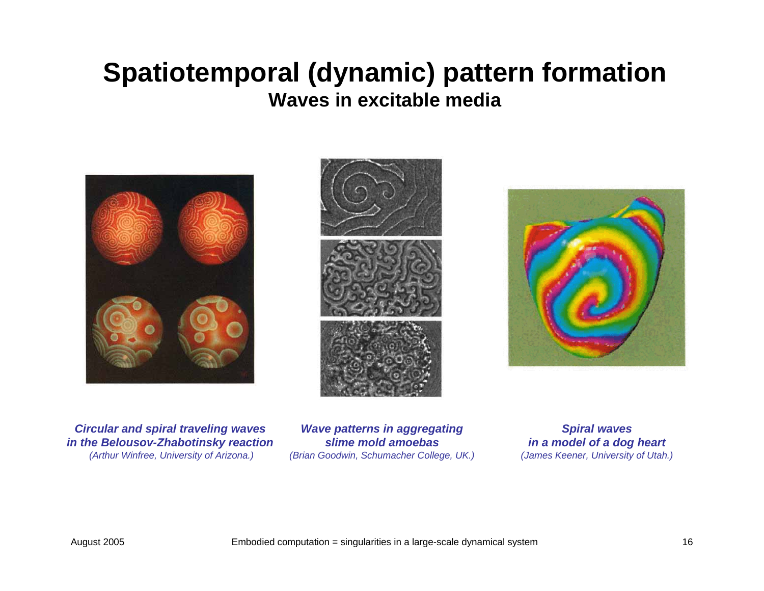# Spatiotemporal (dynamic) pattern formation

## Waves in excitable media

***Circular and spiral traveling waves in the Belousov-Zhabotinsky reaction***
*(Arthur Winfree, University of Arizona.)*

***Wave patterns in aggregating slime mold amoebas***
*(Brian Goodwin, Schumacher College, UK.)*

***Spiral waves in a model of a dog heart***
*(James Keener, University of Utah.)*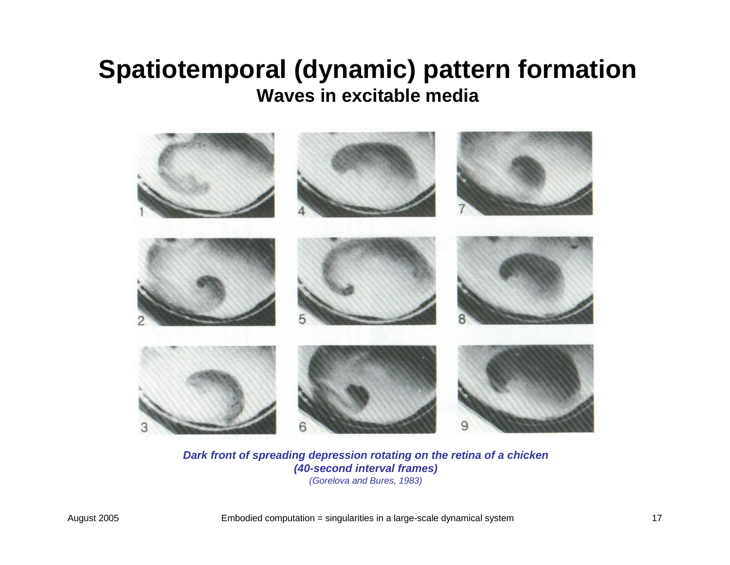# Spatiotemporal (dynamic) pattern formation

## Waves in excitable media

***Dark front of spreading depression rotating on the retina of a chicken (40-second interval frames)***

*(Gorelova and Bures, 1983)*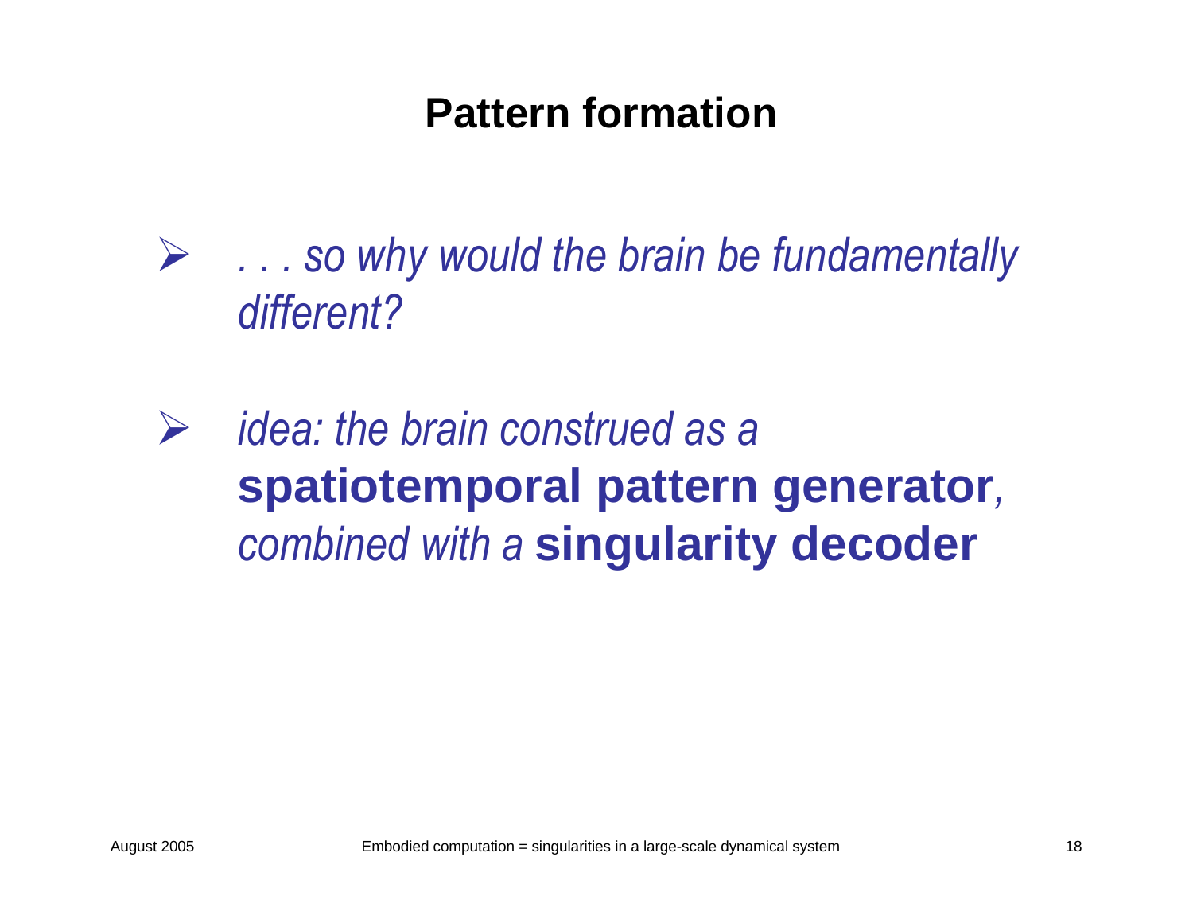# Pattern formation

- *. . . so why would the brain be fundamentally different?*

- *idea: the brain construed as a* **spatiotemporal pattern generator**, *combined with a* **singularity decoder**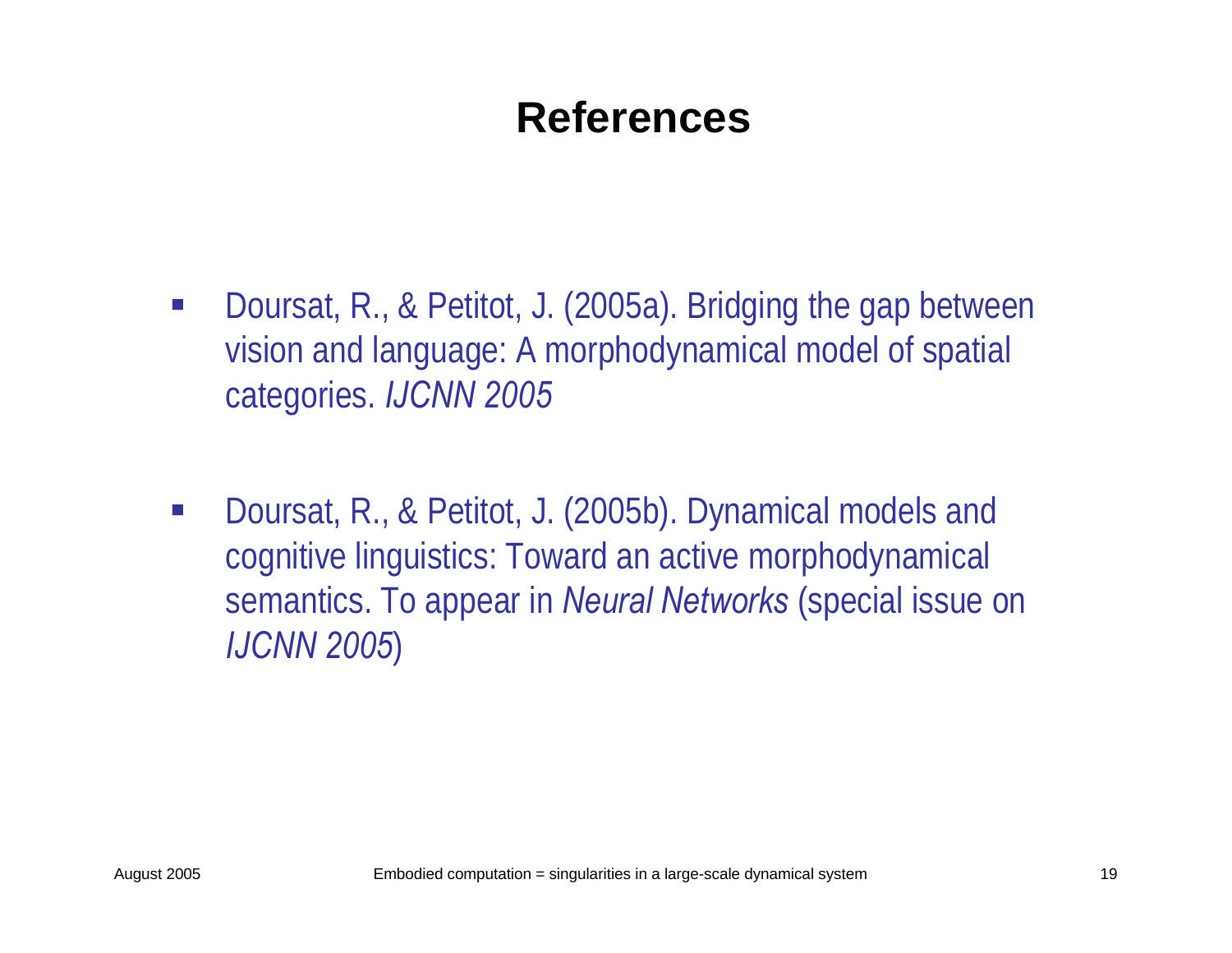# References

- Doursat, R., & Petitot, J. (2005a). Bridging the gap between vision and language: A morphodynamical model of spatial categories. *IJCNN 2005*

- Doursat, R., & Petitot, J. (2005b). Dynamical models and cognitive linguistics: Toward an active morphodynamical semantics. To appear in *Neural Networks* (special issue on *IJCNN 2005*)